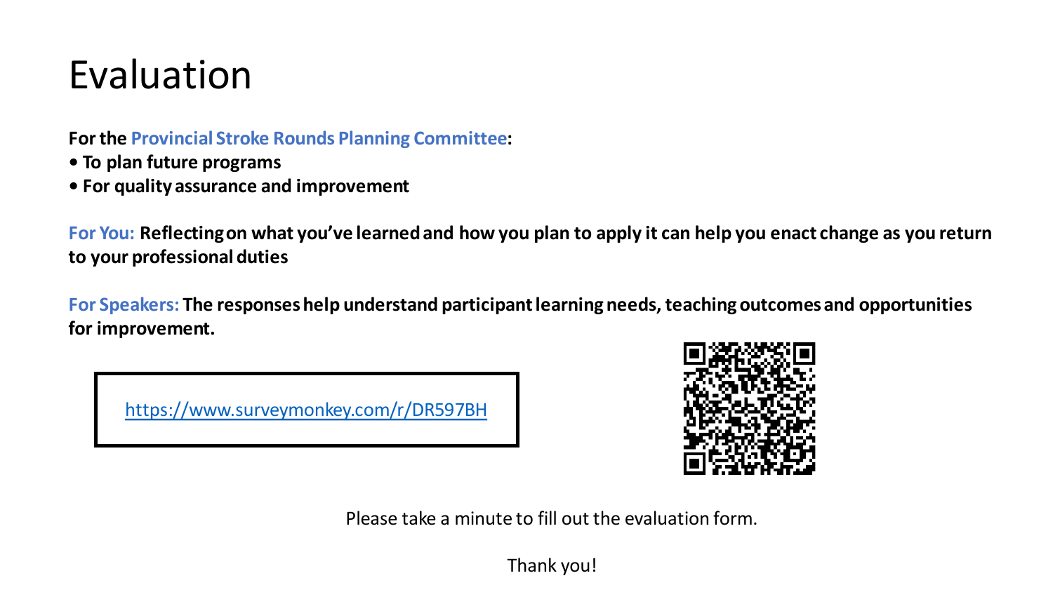# Evaluation

**For the Provincial Stroke Rounds Planning Committee:**

- **To plan future programs**
- **For quality assurance and improvement**

**For You: Reflecting on what you've learned and how you plan to apply it can help you enact change as you return to your professional duties**

**For Speakers: The responses help understand participant learning needs, teaching outcomes and opportunities for improvement.**

https://www.surveymonkey.com/r/DR597BH

Please take a minute to fill out the evaluation form.

Thank you!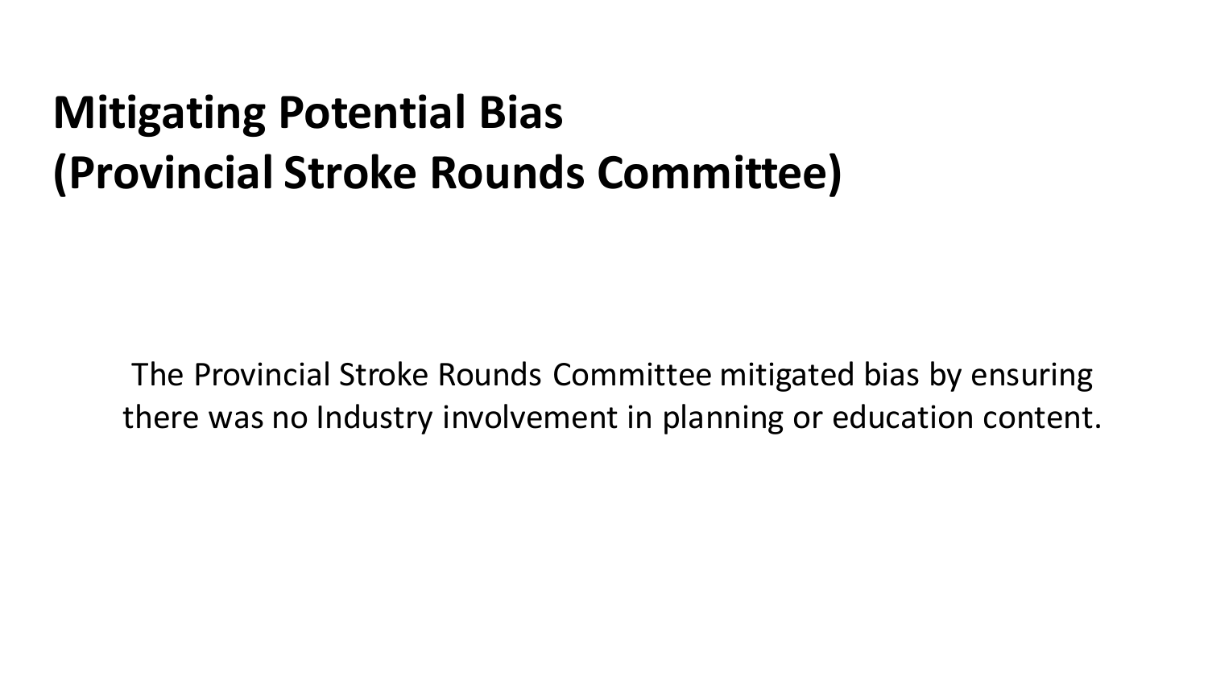# Mitigating Potential Bias (Provincial Stroke Rounds Committee)

The Provincial Stroke Rounds Committee mitigated bias by ensuring there was no Industry involvement in planning or education content.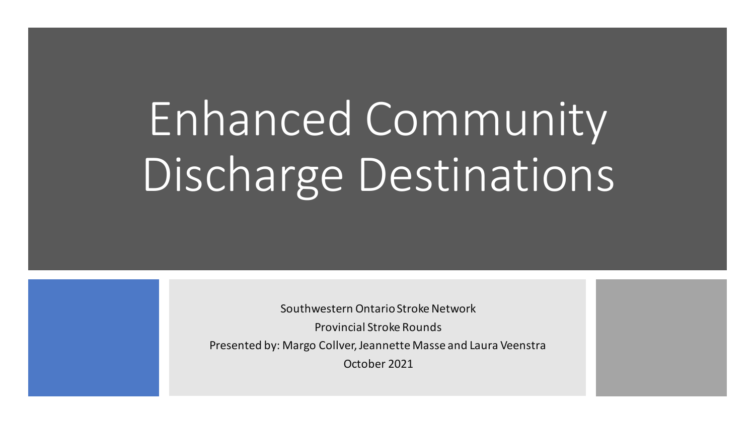# Enhanced Community Discharge Destinations

Southwestern Ontario Stroke Network

Provincial Stroke Rounds

Presented by: Margo Collver, Jeannette Masse and Laura Veenstra

October 2021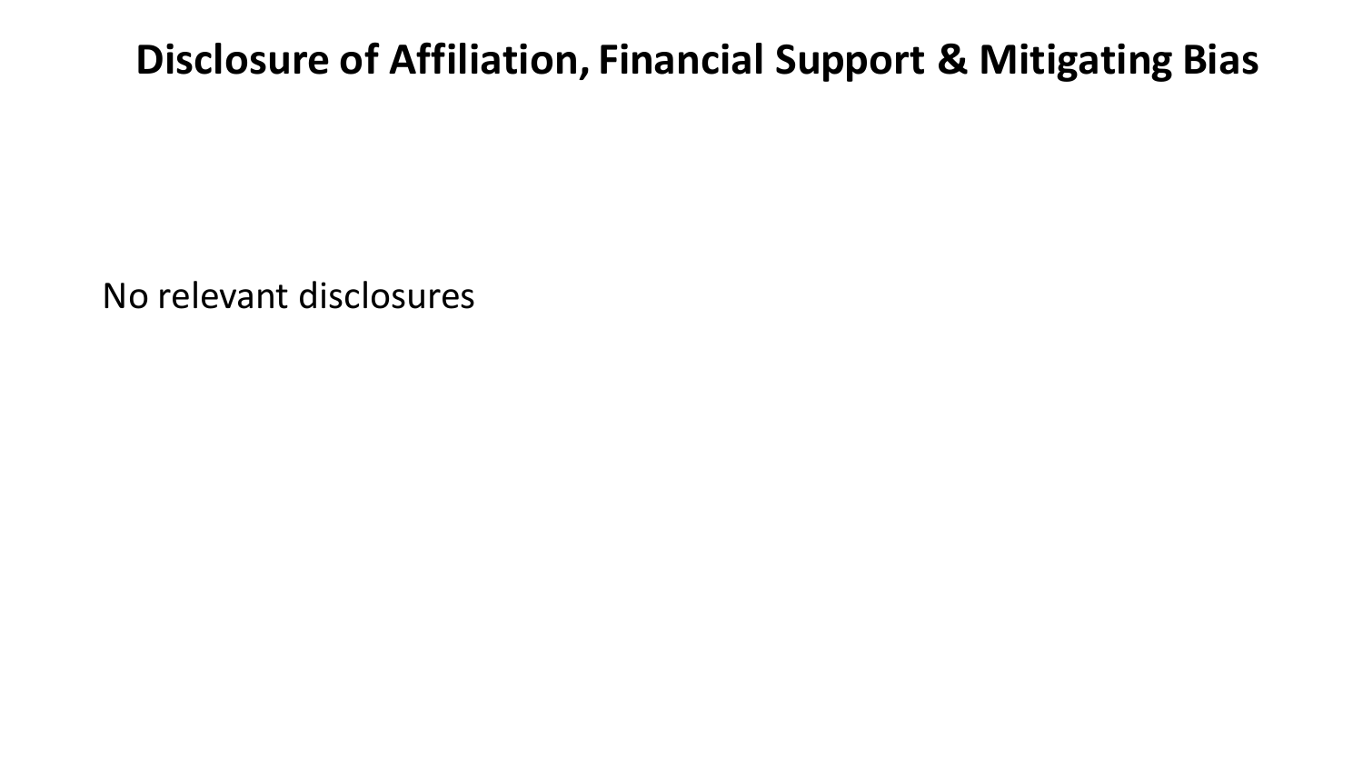# Disclosure of Affiliation, Financial Support & Mitigating Bias

No relevant disclosures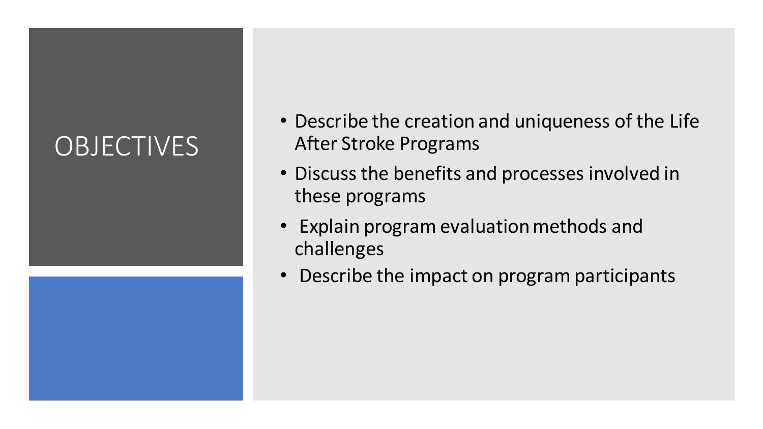# OBJECTIVES

- Describe the creation and uniqueness of the Life After Stroke Programs
- Discuss the benefits and processes involved in these programs
- Explain program evaluation methods and challenges
- Describe the impact on program participants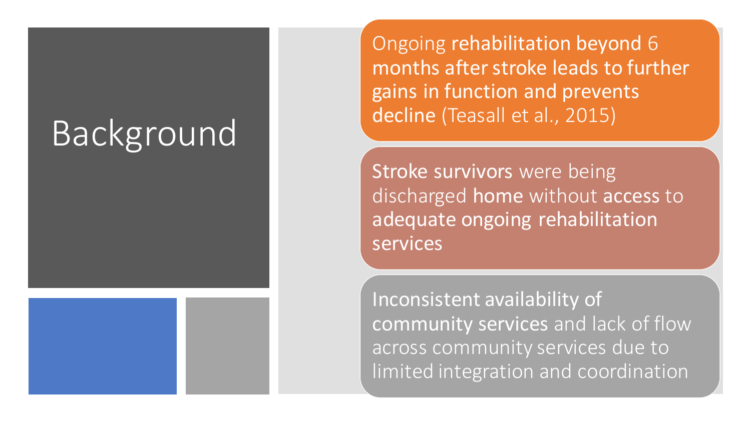# Background

Ongoing **rehabilitation beyond** 6 **months after stroke leads to further gains in function and prevents decline** (Teasall et al., 2015)

**Stroke survivors** were being discharged **home** without **access** to **adequate ongoing rehabilitation services**

**Inconsistent availability of community services** and lack of flow across community services due to limited integration and coordination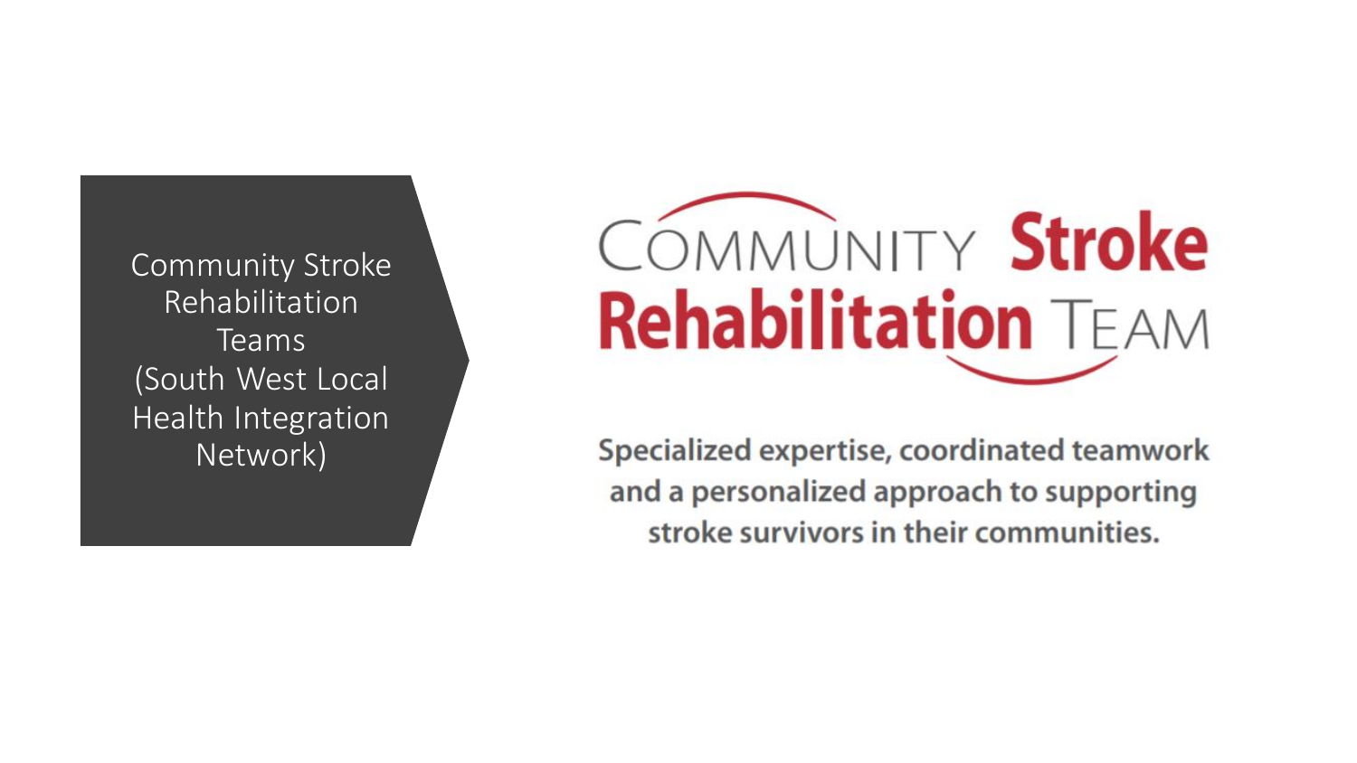## Community Stroke Rehabilitation Teams (South West Local Health Integration Network)

COMMUNITY **Stroke Rehabilitation** TEAM

**Specialized expertise, coordinated teamwork and a personalized approach to supporting stroke survivors in their communities.**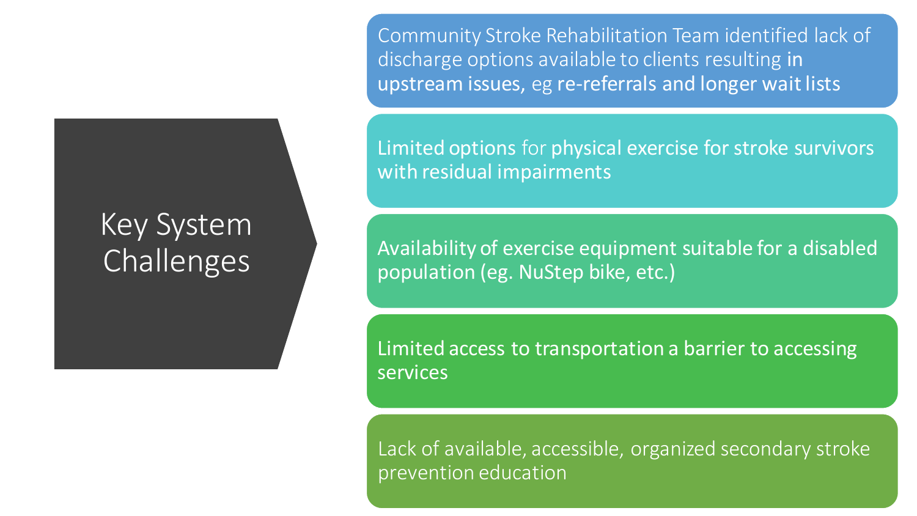# Key System Challenges

- Community Stroke Rehabilitation Team identified lack of discharge options available to clients resulting **in upstream issues**, eg **re-referrals and longer wait lists**
- **Limited options** for **physical exercise for stroke survivors with residual impairments**
- Availability of exercise equipment suitable for a disabled population (eg. NuStep bike, etc.)
- Limited access to transportation a barrier to accessing services
- Lack of available, accessible, organized secondary stroke prevention education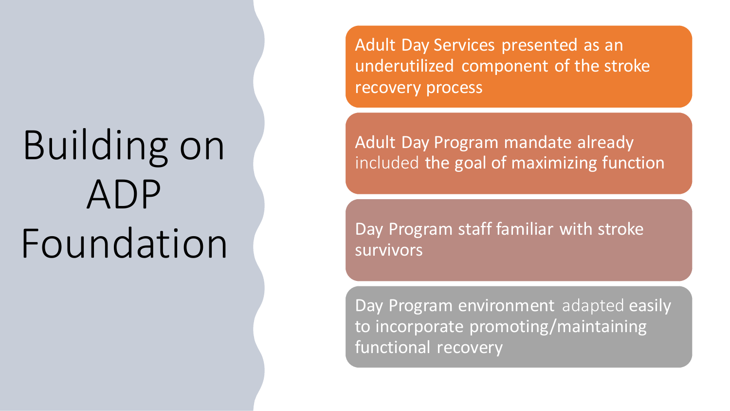# Building on ADP Foundation

- Adult Day Services presented as an underutilized component of the stroke recovery process
- Adult Day Program mandate already included the goal of maximizing function
- Day Program staff familiar with stroke survivors
- Day Program environment adapted easily to incorporate promoting/maintaining functional recovery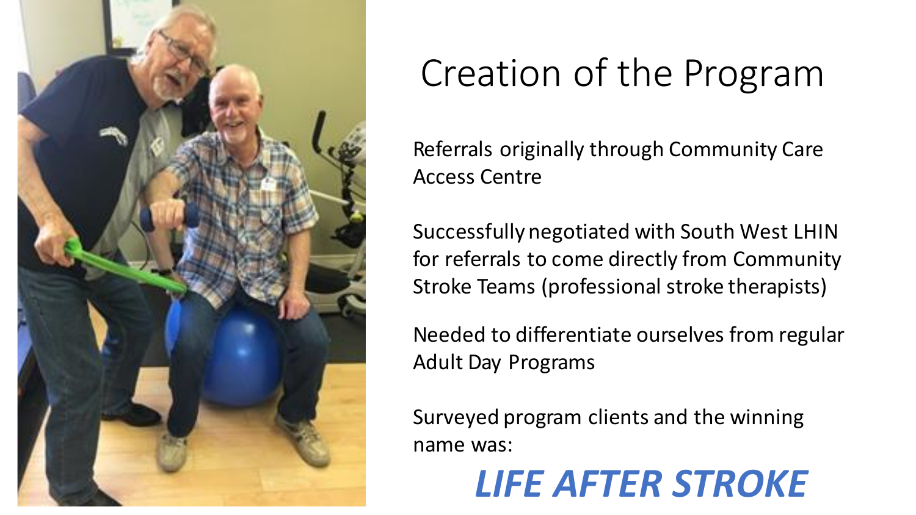# Creation of the Program

Referrals originally through Community Care Access Centre

Successfully negotiated with South West LHIN for referrals to come directly from Community Stroke Teams (professional stroke therapists)

Needed to differentiate ourselves from regular Adult Day Programs

Surveyed program clients and the winning name was:

***LIFE AFTER STROKE***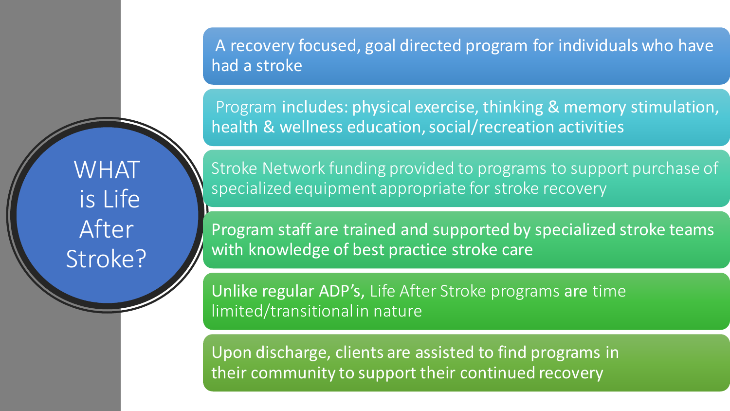# WHAT is Life After Stroke?

- A recovery focused, goal directed program for individuals who have had a stroke
- Program includes: physical exercise, thinking & memory stimulation, health & wellness education, social/recreation activities
- Stroke Network funding provided to programs to support purchase of specialized equipment appropriate for stroke recovery
- Program staff are trained and supported by specialized stroke teams with knowledge of best practice stroke care
- Unlike regular ADP's, Life After Stroke programs are time limited/transitional in nature
- Upon discharge, clients are assisted to find programs in their community to support their continued recovery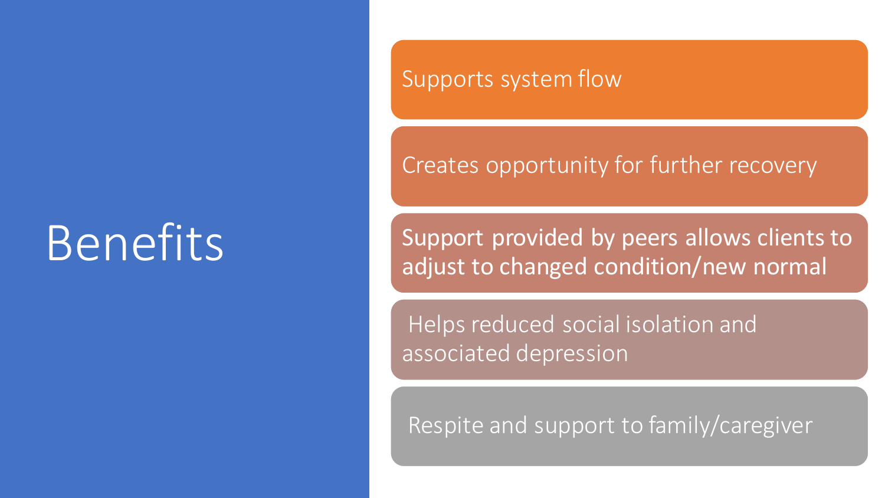# Benefits

- Supports system flow
- Creates opportunity for further recovery
- Support provided by peers allows clients to adjust to changed condition/new normal
- Helps reduced social isolation and associated depression
- Respite and support to family/caregiver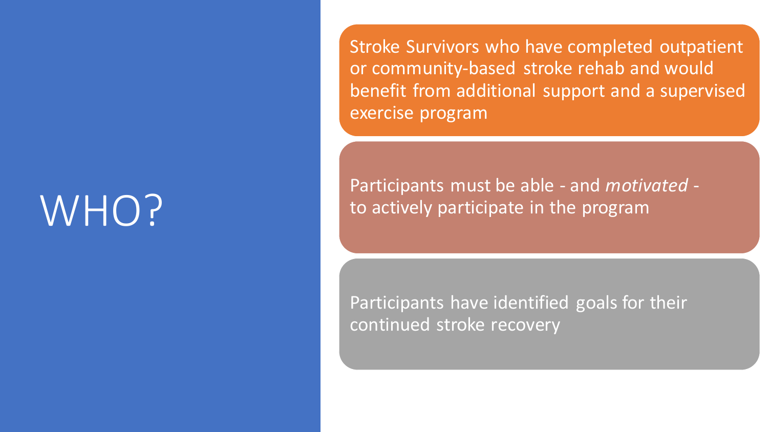# WHO?

Stroke Survivors who have completed outpatient or community-based stroke rehab and would benefit from additional support and a supervised exercise program

Participants must be able - and *motivated* - to actively participate in the program

Participants have identified goals for their continued stroke recovery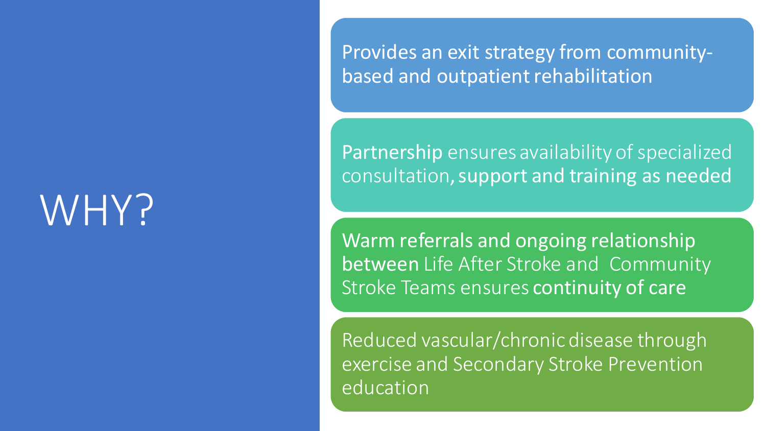# WHY?

- Provides an exit strategy from community-based and outpatient rehabilitation
- **Partnership** ensures availability of specialized consultation, **support and training as needed**
- **Warm referrals and ongoing relationship between** Life After Stroke and Community Stroke Teams ensures **continuity of care**
- Reduced vascular/chronic disease through exercise and Secondary Stroke Prevention education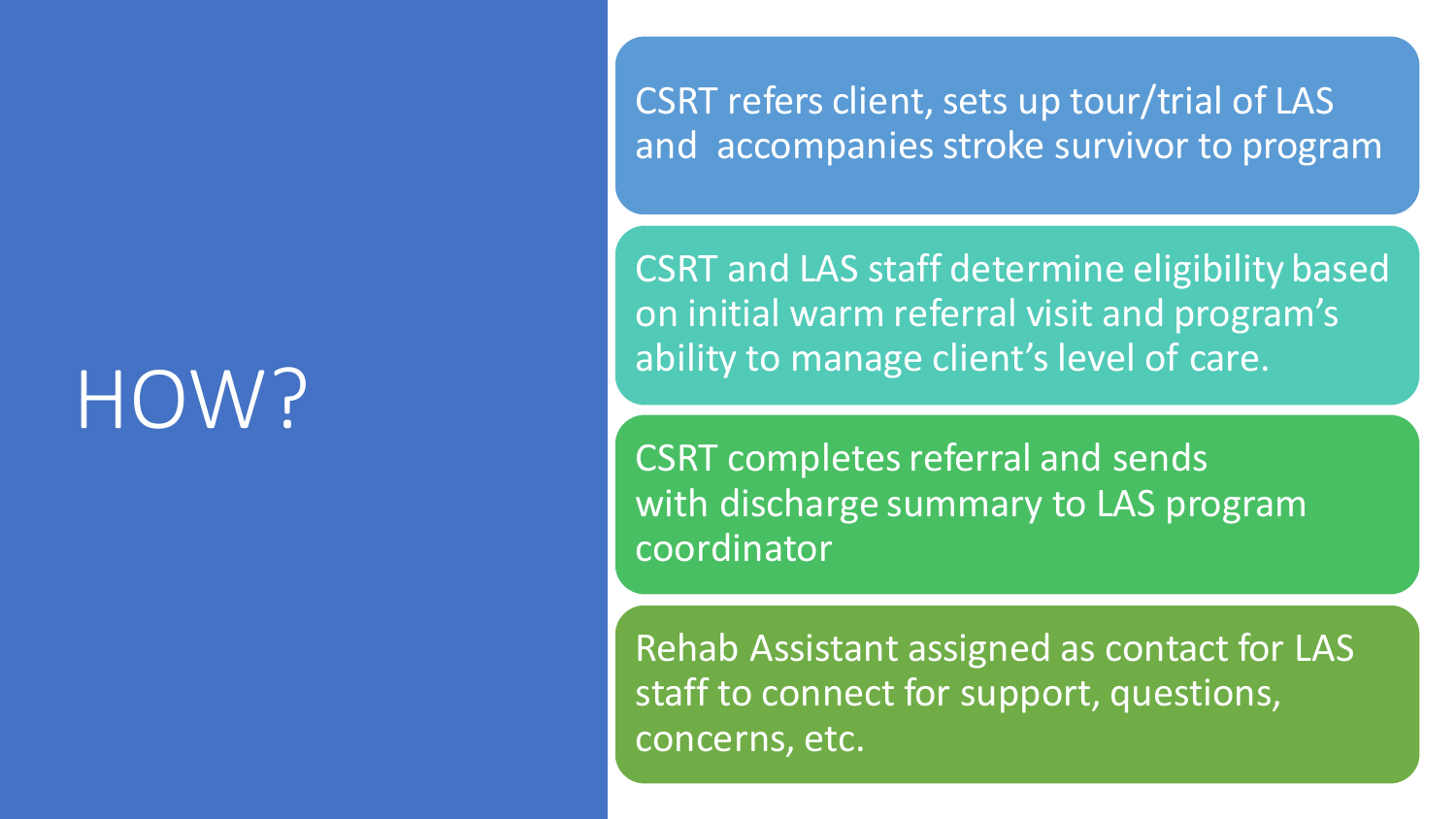# HOW?

- CSRT refers client, sets up tour/trial of LAS and accompanies stroke survivor to program
- CSRT and LAS staff determine eligibility based on initial warm referral visit and program's ability to manage client's level of care.
- CSRT completes referral and sends with discharge summary to LAS program coordinator
- Rehab Assistant assigned as contact for LAS staff to connect for support, questions, concerns, etc.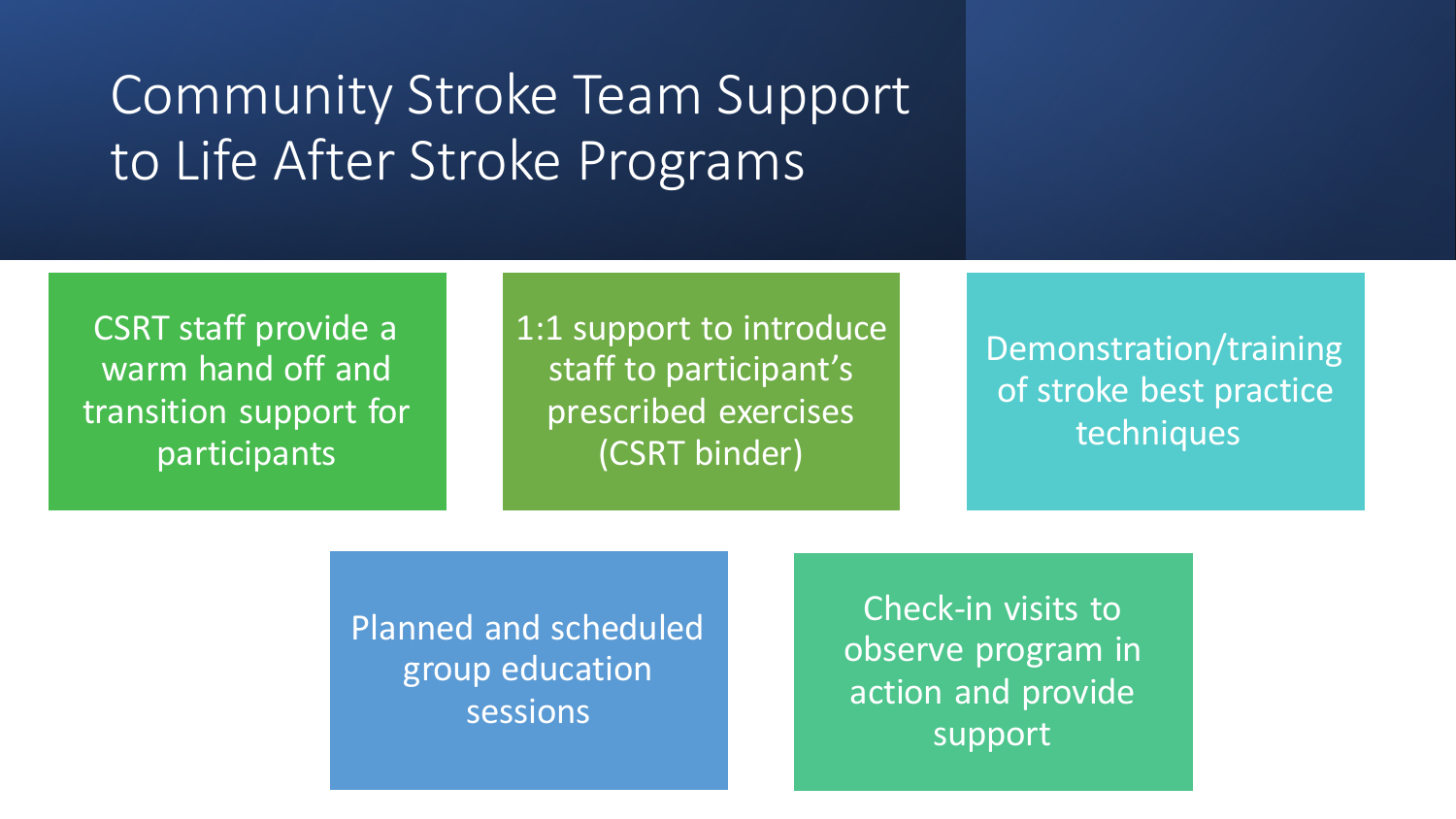# Community Stroke Team Support to Life After Stroke Programs

- CSRT staff provide a warm hand off and transition support for participants
- 1:1 support to introduce staff to participant's prescribed exercises (CSRT binder)
- Demonstration/training of stroke best practice techniques
- Planned and scheduled group education sessions
- Check-in visits to observe program in action and provide support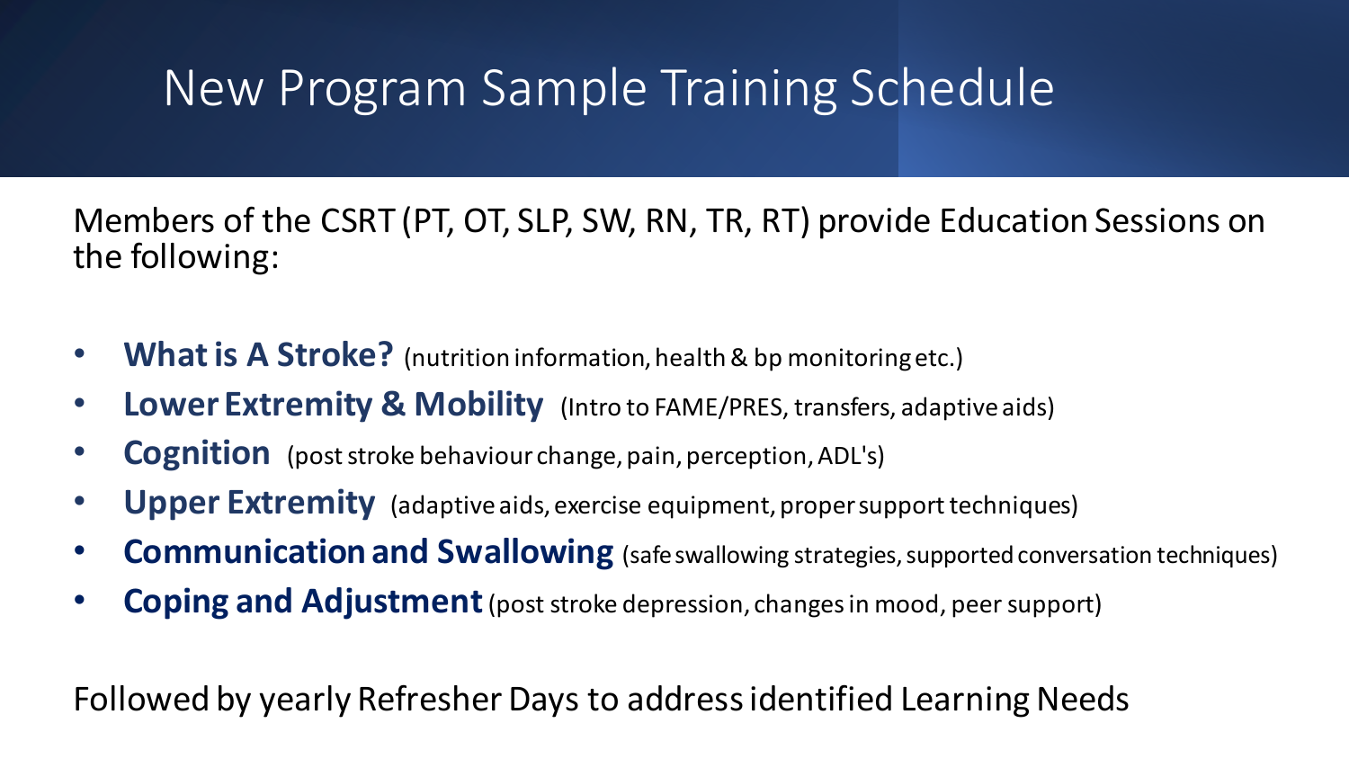# New Program Sample Training Schedule

Members of the CSRT (PT, OT, SLP, SW, RN, TR, RT) provide Education Sessions on the following:

- **What is A Stroke?** (nutrition information, health & bp monitoring etc.)
- **Lower Extremity & Mobility** (Intro to FAME/PRES, transfers, adaptive aids)
- **Cognition** (post stroke behaviour change, pain, perception, ADL's)
- **Upper Extremity** (adaptive aids, exercise equipment, proper support techniques)
- **Communication and Swallowing** (safe swallowing strategies, supported conversation techniques)
- **Coping and Adjustment** (post stroke depression, changes in mood, peer support)

Followed by yearly Refresher Days to address identified Learning Needs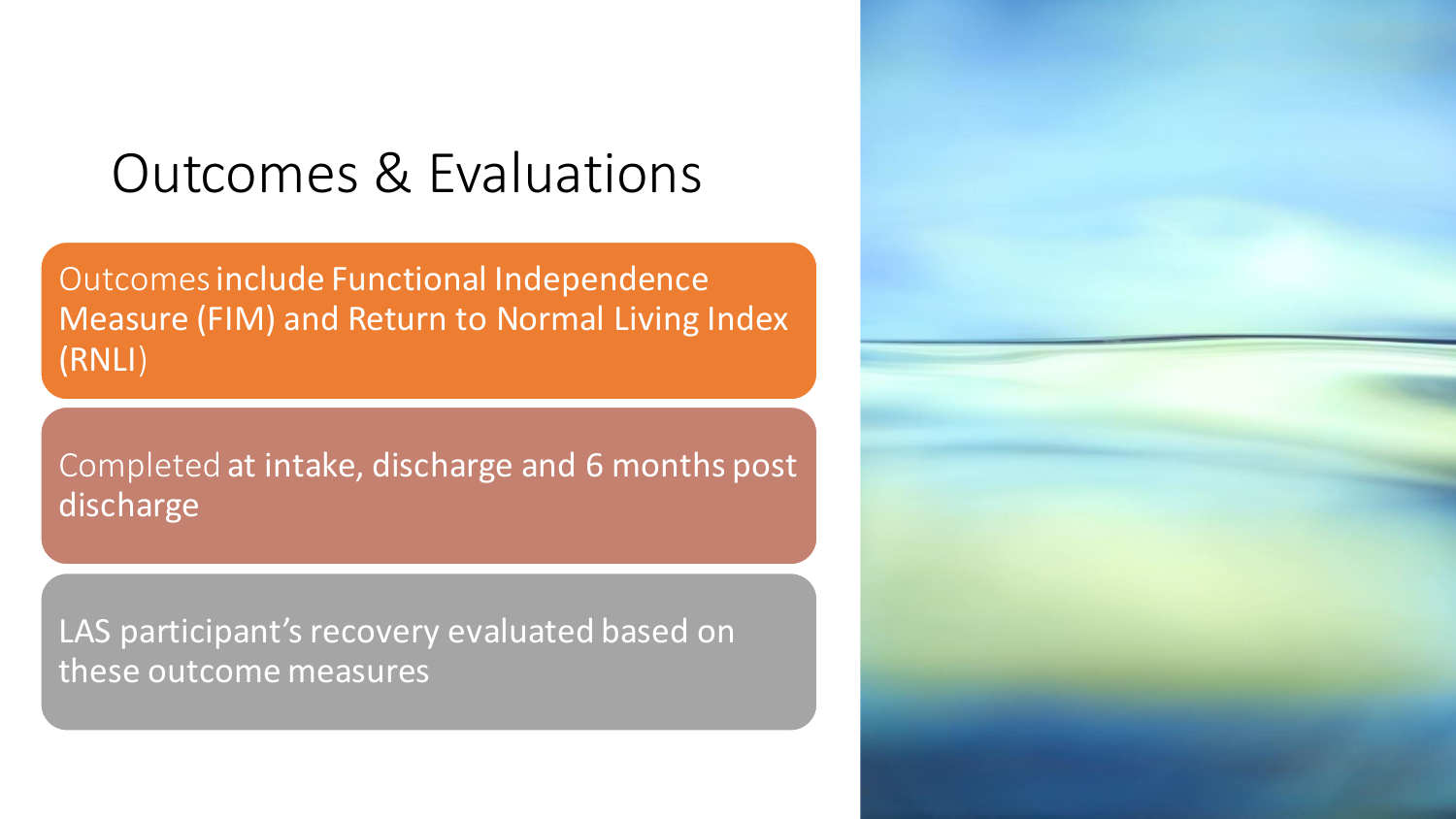# Outcomes & Evaluations

- Outcomes include Functional Independence Measure (FIM) and Return to Normal Living Index (RNLI)
- Completed at intake, discharge and 6 months post discharge
- LAS participant's recovery evaluated based on these outcome measures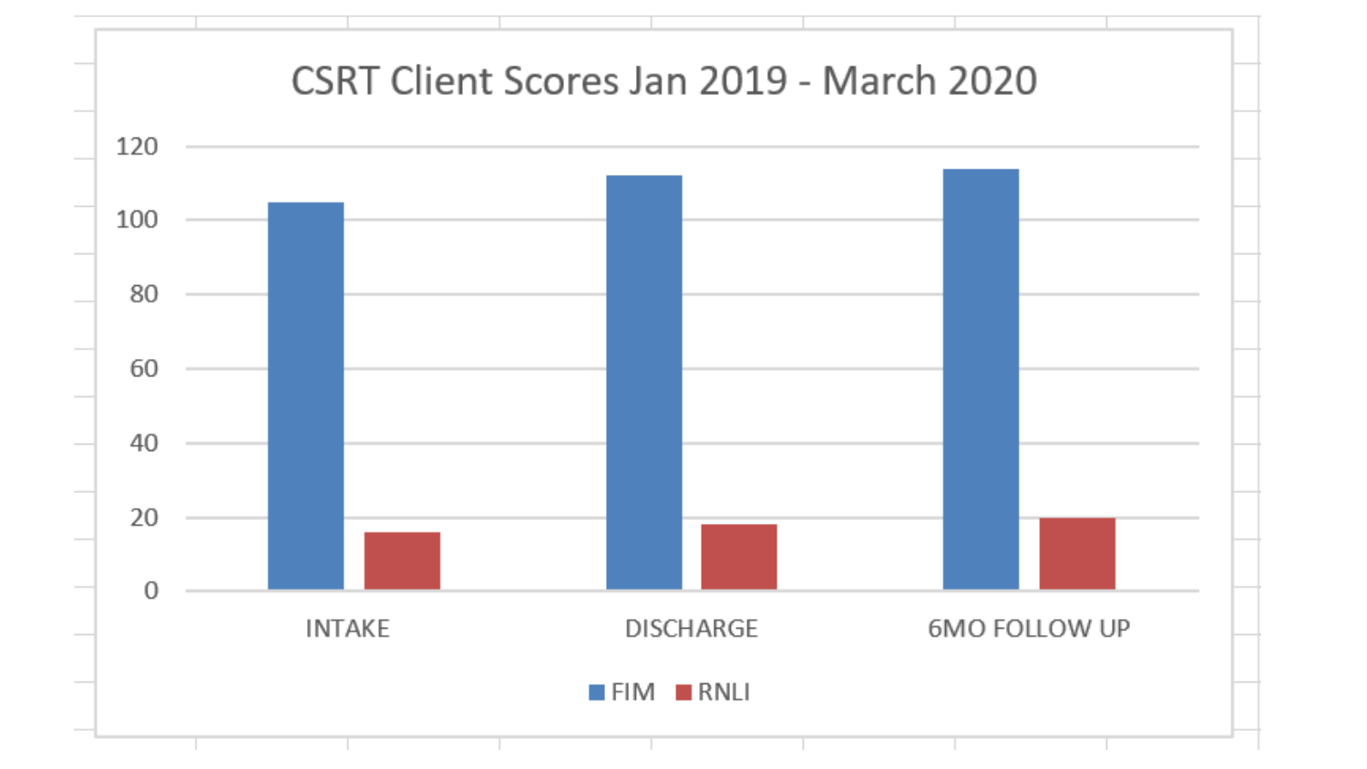CSRT Client Scores Jan 2019 - March 2020

120
100
80
60
40
20
0

INTAKE DISCHARGE 6MO FOLLOW UP

FIM RNLI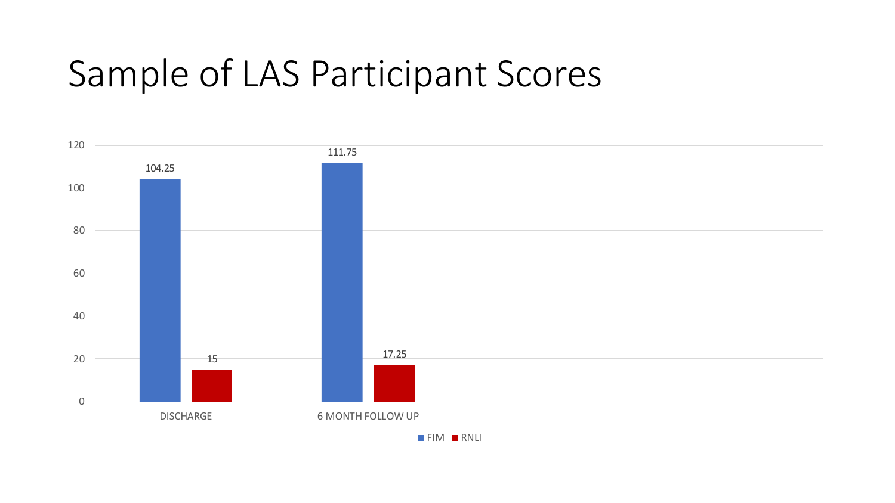# Sample of LAS Participant Scores

| | FIM | RNLI |
|---|---|---|
| DISCHARGE | 104.25 | 15 |
| 6 MONTH FOLLOW UP | 111.75 | 17.25 |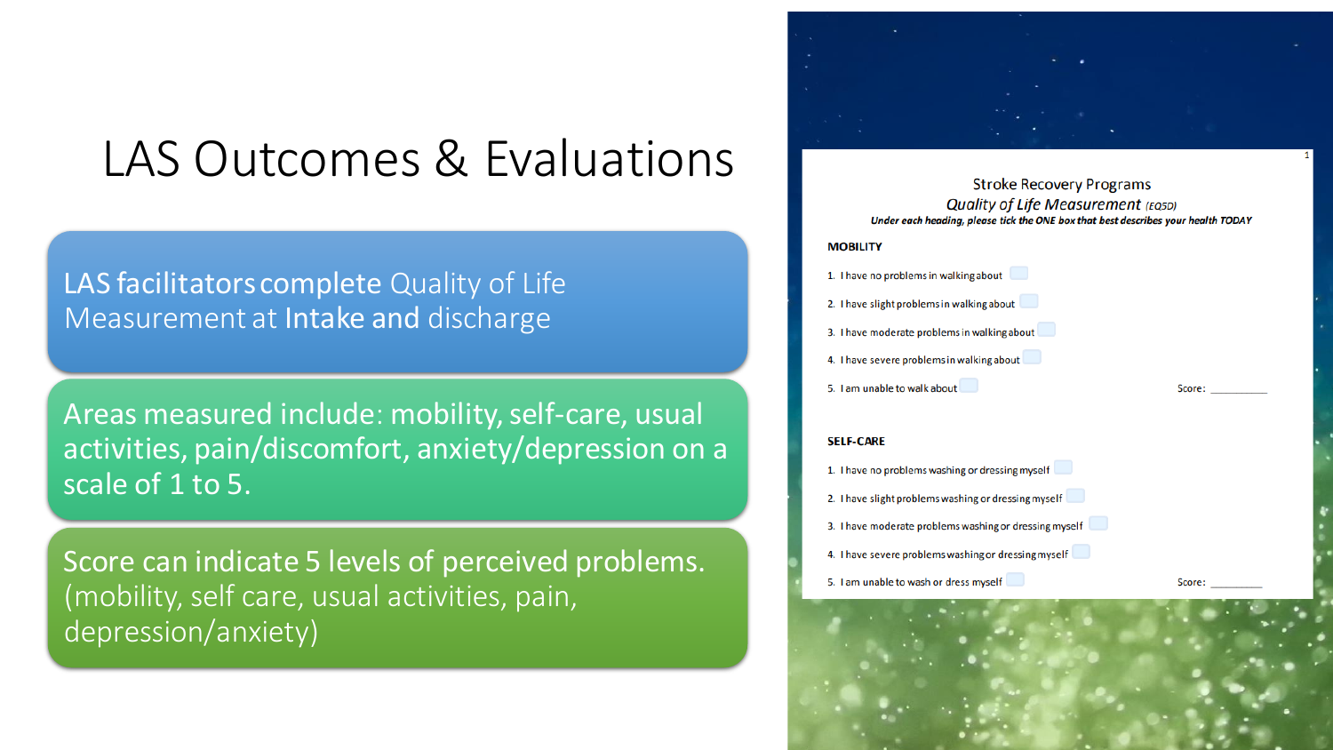# LAS Outcomes & Evaluations

LAS facilitators complete Quality of Life Measurement at Intake and discharge

Areas measured include: mobility, self-care, usual activities, pain/discomfort, anxiety/depression on a scale of 1 to 5.

Score can indicate 5 levels of perceived problems. (mobility, self care, usual activities, pain, depression/anxiety)

Stroke Recovery Programs

*Quality of Life Measurement* *(EQ5D)*

***Under each heading, please tick the ONE box that best describes your health TODAY***

**MOBILITY**

1. I have no problems in walking about ☐
2. I have slight problems in walking about ☐
3. I have moderate problems in walking about ☐
4. I have severe problems in walking about ☐
5. I am unable to walk about ☐

Score: __________

**SELF-CARE**

1. I have no problems washing or dressing myself ☐
2. I have slight problems washing or dressing myself ☐
3. I have moderate problems washing or dressing myself ☐
4. I have severe problems washing or dressing myself ☐
5. I am unable to wash or dress myself ☐

Score: __________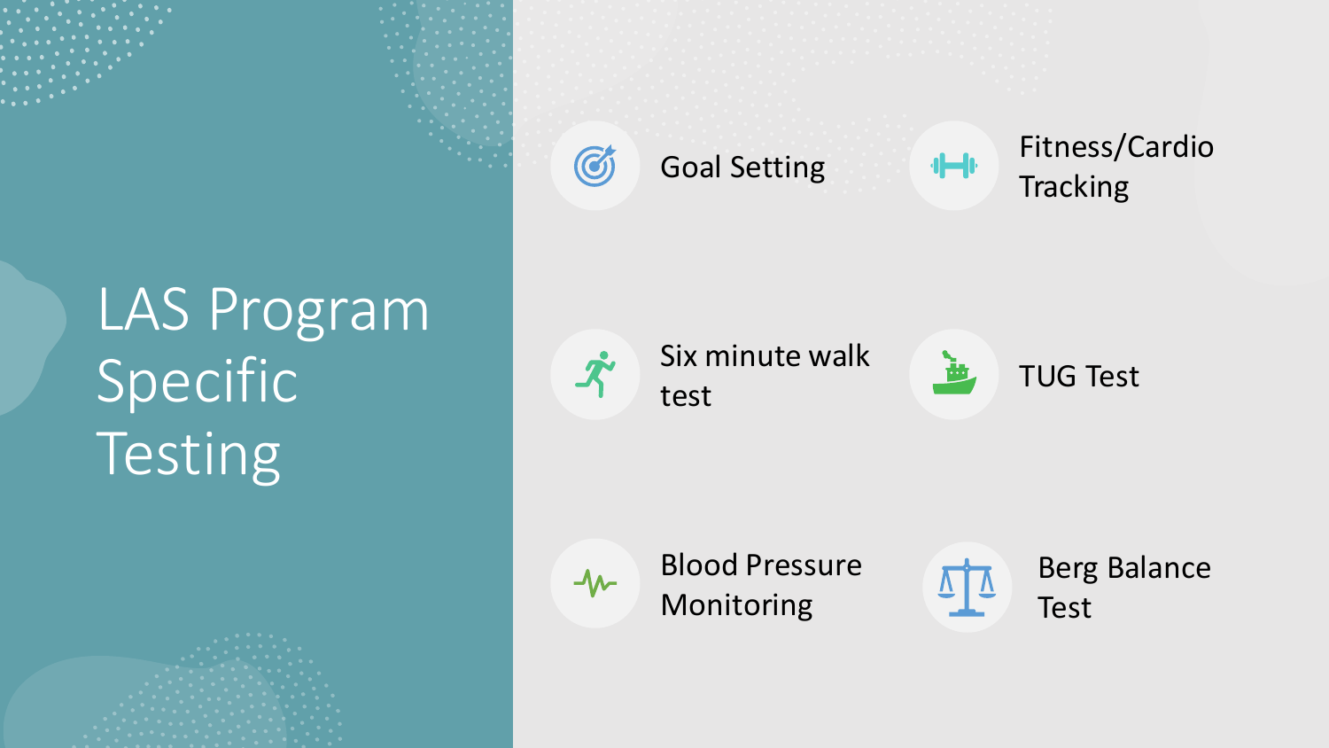# LAS Program Specific Testing

- Goal Setting
- Fitness/Cardio Tracking
- Six minute walk test
- TUG Test
- Blood Pressure Monitoring
- Berg Balance Test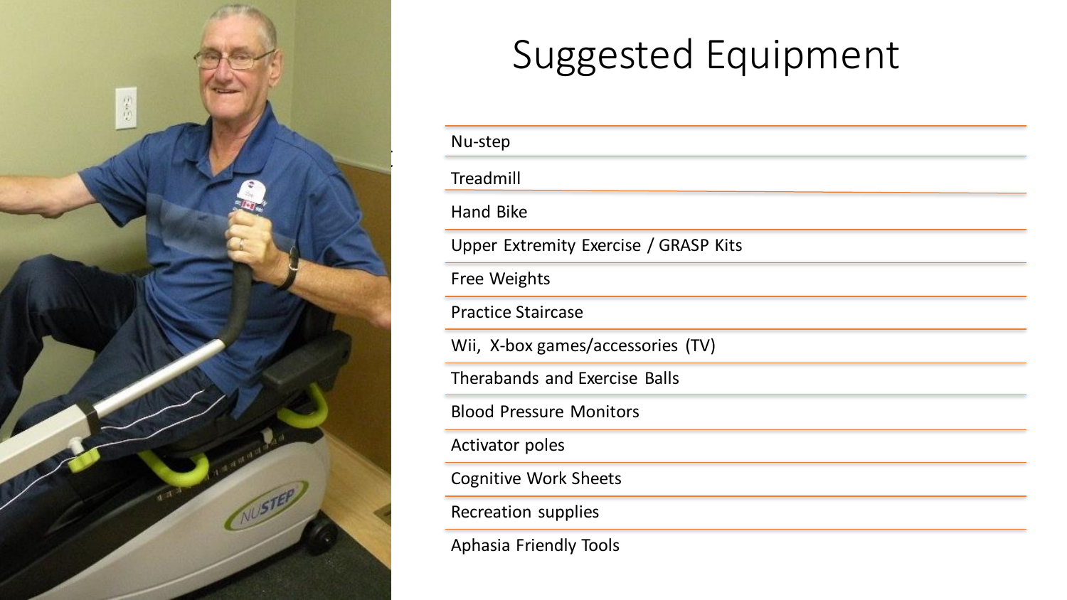# Suggested Equipment

- Nu-step
- Treadmill
- Hand Bike
- Upper Extremity Exercise / GRASP Kits
- Free Weights
- Practice Staircase
- Wii, X-box games/accessories (TV)
- Therabands and Exercise Balls
- Blood Pressure Monitors
- Activator poles
- Cognitive Work Sheets
- Recreation supplies
- Aphasia Friendly Tools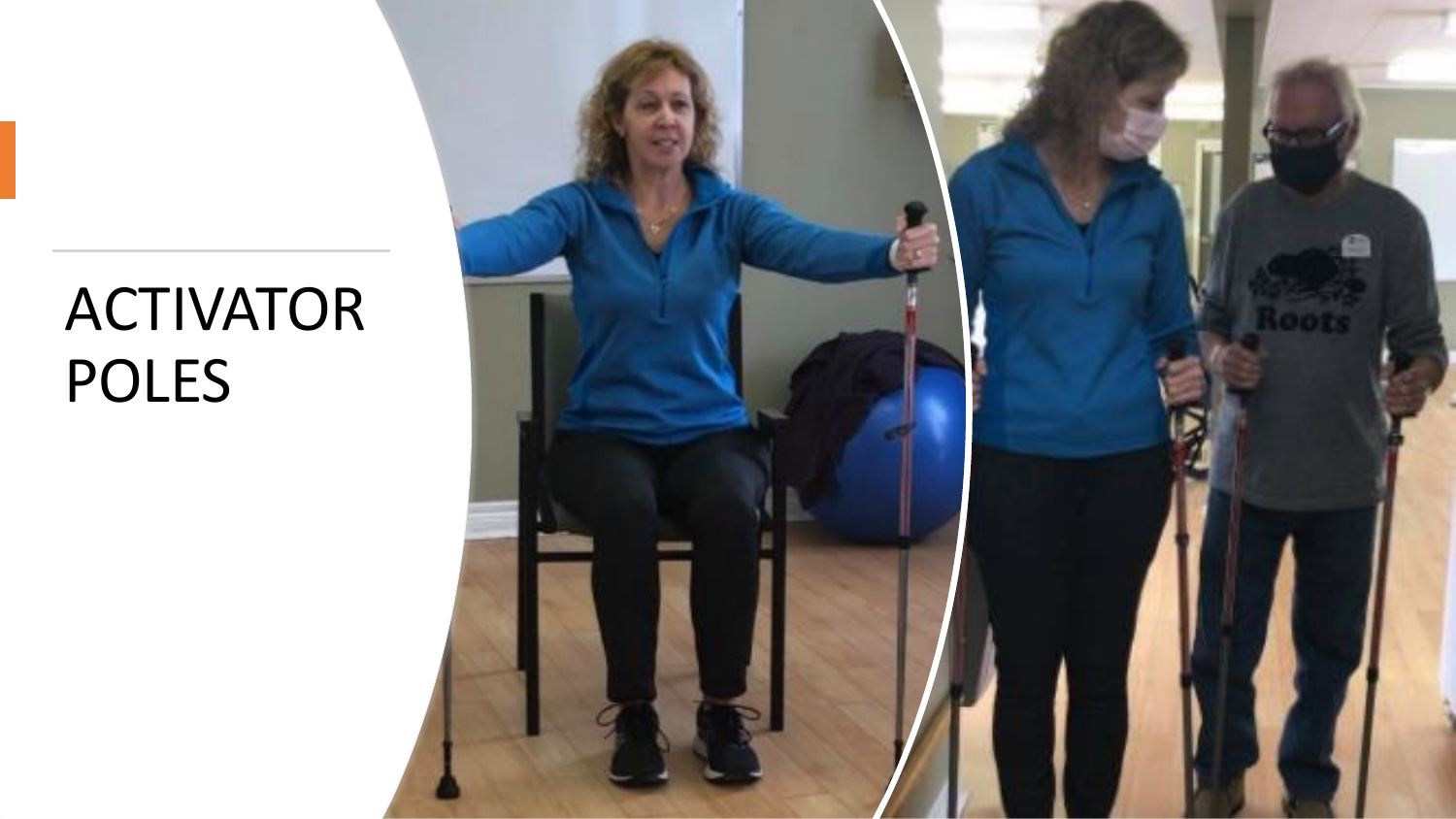# ACTIVATOR POLES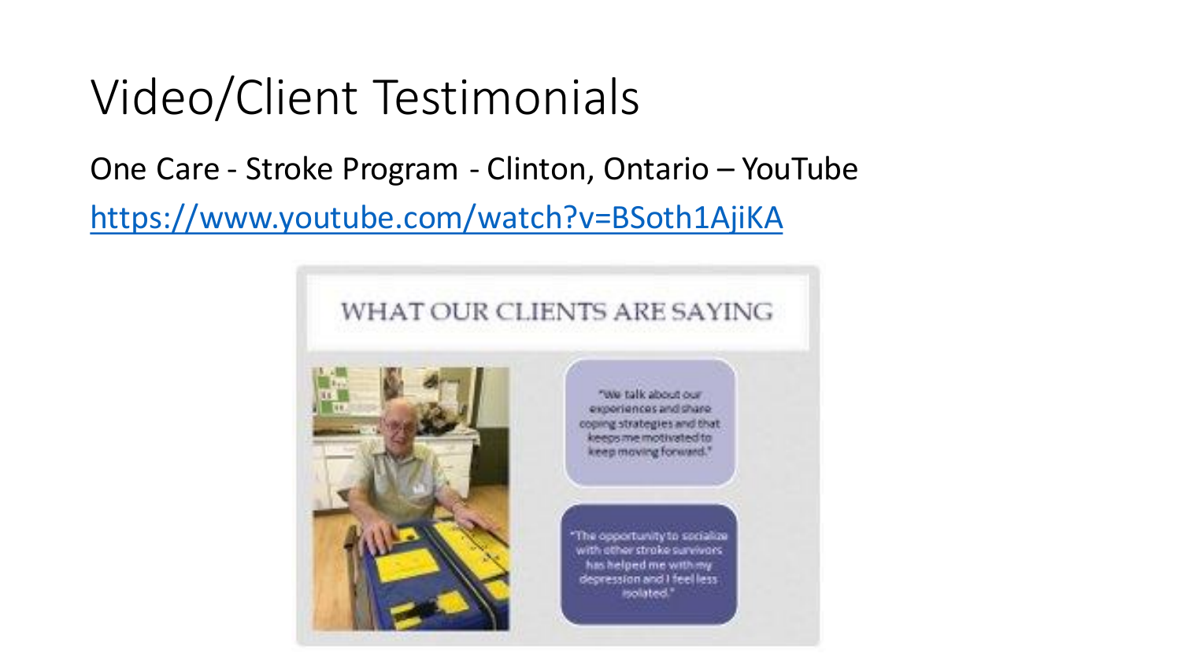# Video/Client Testimonials

One Care - Stroke Program - Clinton, Ontario – YouTube

https://www.youtube.com/watch?v=BSoth1AjiKA

WHAT OUR CLIENTS ARE SAYING

"We talk about our experiences and share coping strategies and that keeps me motivated to keep moving forward."

"The opportunity to socialize with other stroke survivors has helped me with my depression and I feel less isolated."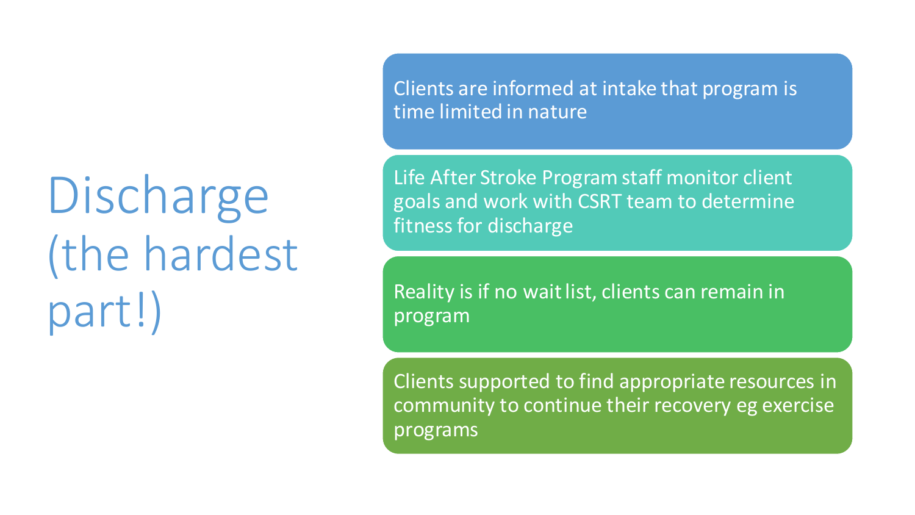# Discharge (the hardest part!)

- Clients are informed at intake that program is time limited in nature
- Life After Stroke Program staff monitor client goals and work with CSRT team to determine fitness for discharge
- Reality is if no wait list, clients can remain in program
- Clients supported to find appropriate resources in community to continue their recovery eg exercise programs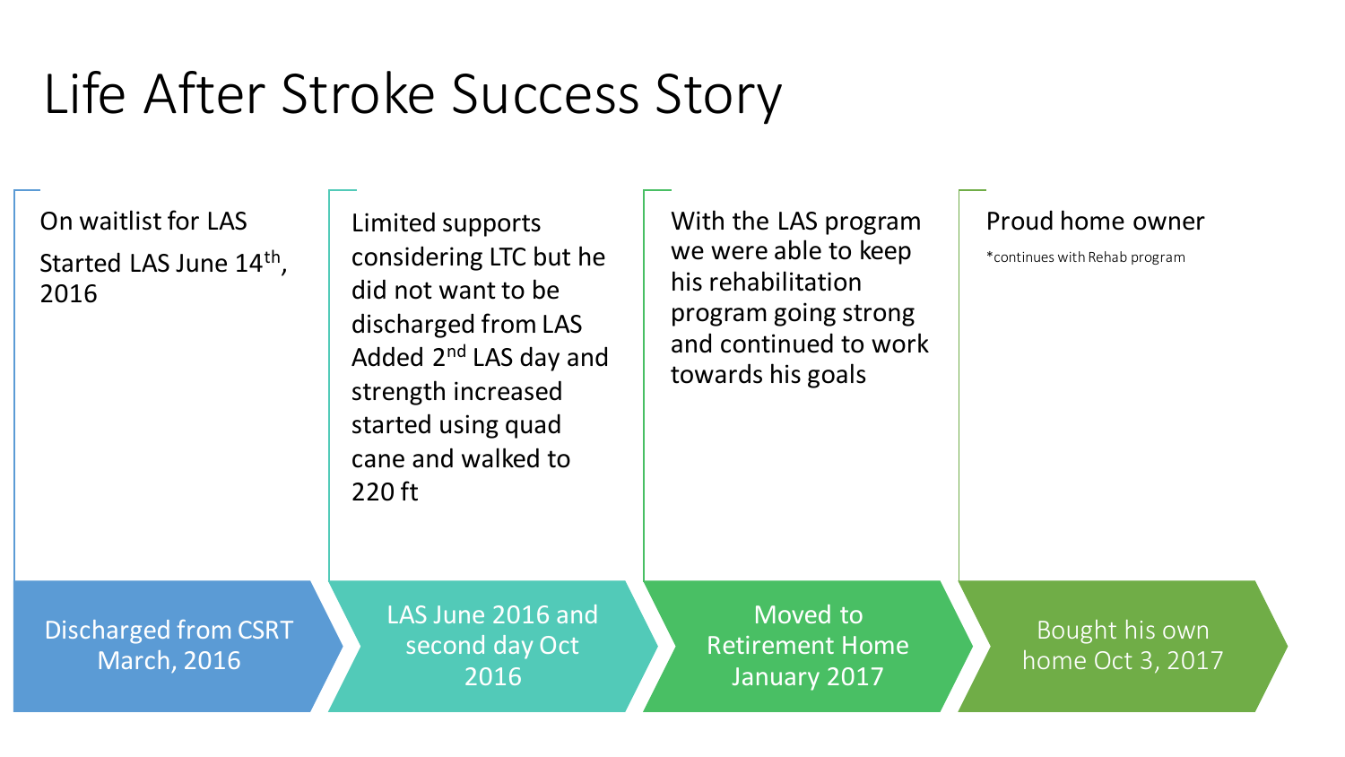# Life After Stroke Success Story

**Discharged from CSRT March, 2016**

On waitlist for LAS

Started LAS June 14th, 2016

**LAS June 2016 and second day Oct 2016**

Limited supports considering LTC but he did not want to be discharged from LAS

Added 2nd LAS day and strength increased started using quad cane and walked to 220 ft

**Moved to Retirement Home January 2017**

With the LAS program we were able to keep his rehabilitation program going strong and continued to work towards his goals

**Bought his own home Oct 3, 2017**

Proud home owner

*continues with Rehab program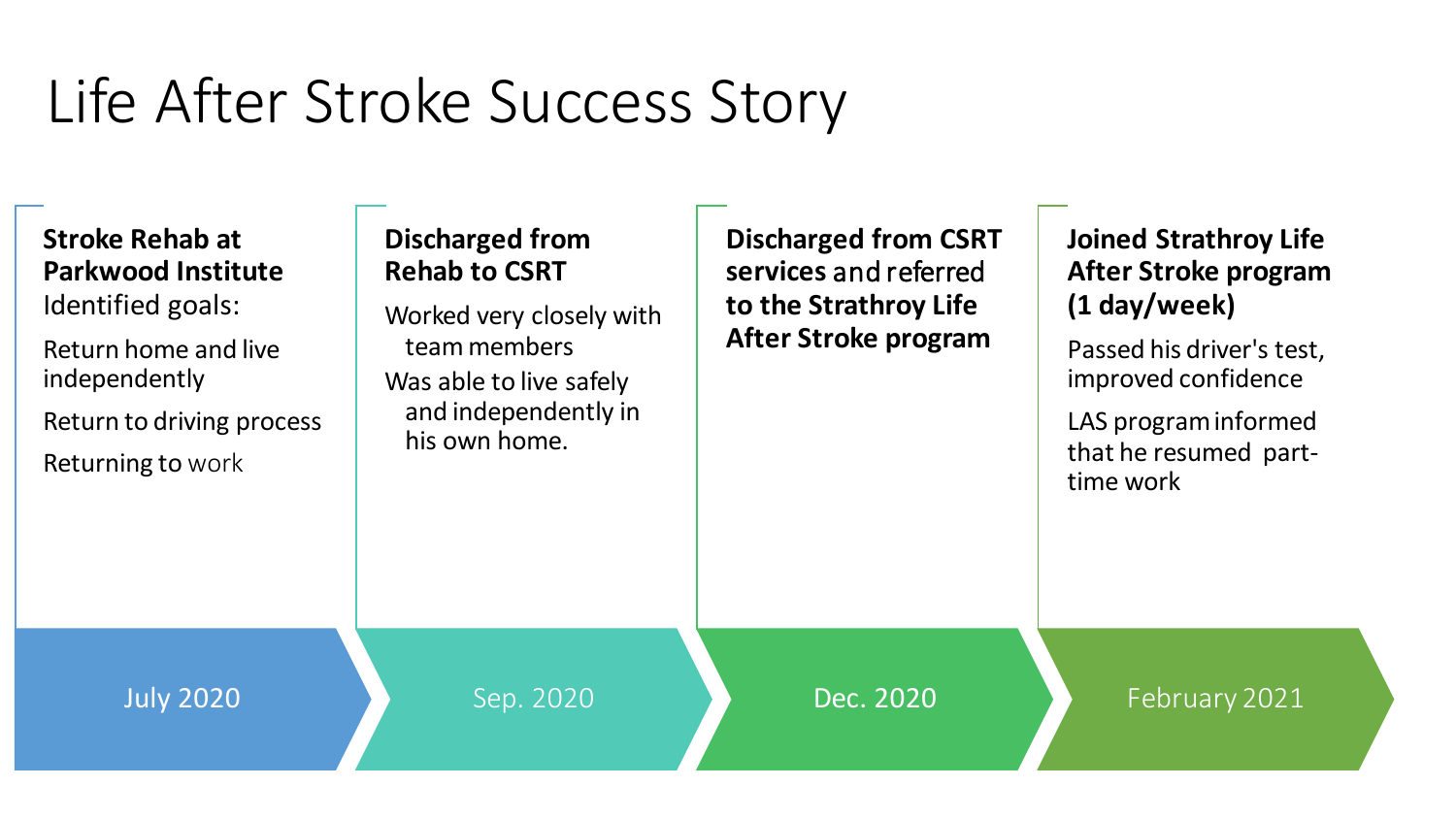# Life After Stroke Success Story

## July 2020

**Stroke Rehab at Parkwood Institute**

Identified goals:

- Return home and live independently
- Return to driving process
- Returning to work

## Sep. 2020

**Discharged from Rehab to CSRT**

- Worked very closely with team members
- Was able to live safely and independently in his own home.

## Dec. 2020

**Discharged from CSRT services and referred to the Strathroy Life After Stroke program**

## February 2021

**Joined Strathroy Life After Stroke program (1 day/week)**

- Passed his driver's test, improved confidence
- LAS program informed that he resumed part-time work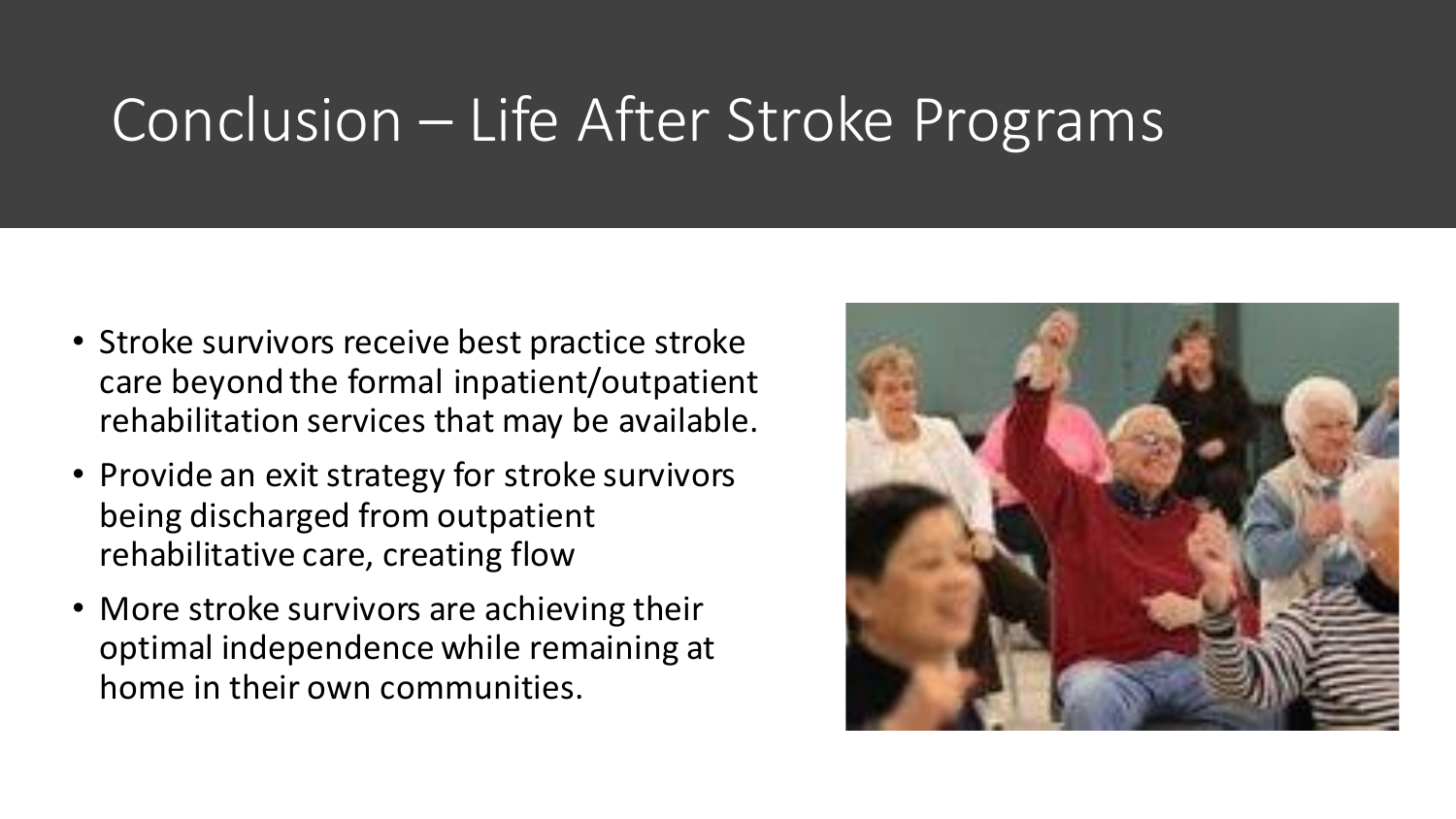# Conclusion – Life After Stroke Programs

- Stroke survivors receive best practice stroke care beyond the formal inpatient/outpatient rehabilitation services that may be available.
- Provide an exit strategy for stroke survivors being discharged from outpatient rehabilitative care, creating flow
- More stroke survivors are achieving their optimal independence while remaining at home in their own communities.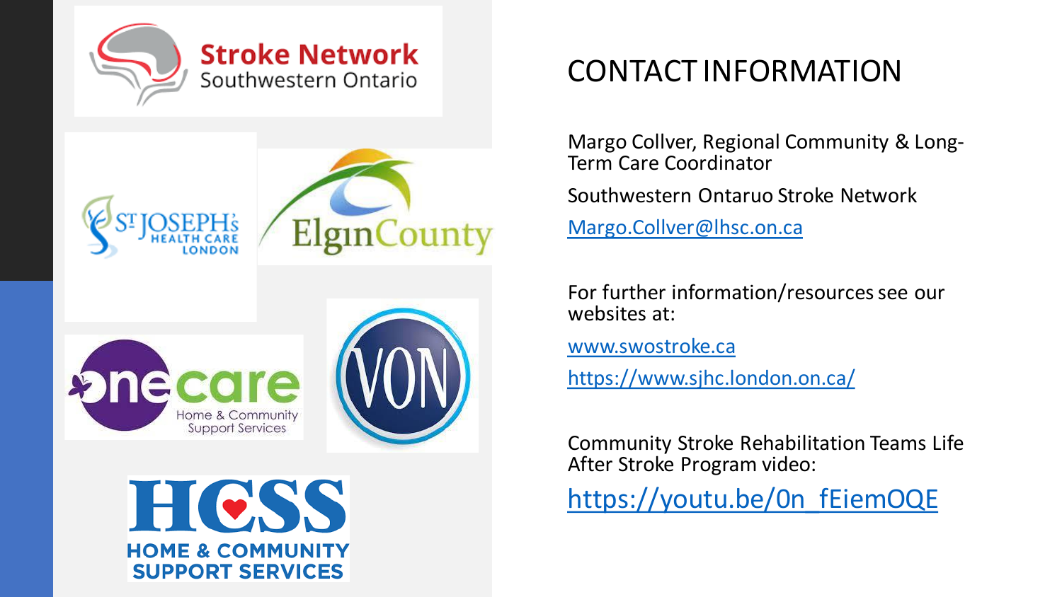# CONTACT INFORMATION

Margo Collver, Regional Community & Long-Term Care Coordinator

Southwestern Ontaruo Stroke Network

Margo.Collver@lhsc.on.ca

For further information/resources see our websites at:

www.swostroke.ca

https://www.sjhc.london.on.ca/

Community Stroke Rehabilitation Teams Life After Stroke Program video:

https://youtu.be/0n_fEiemOQE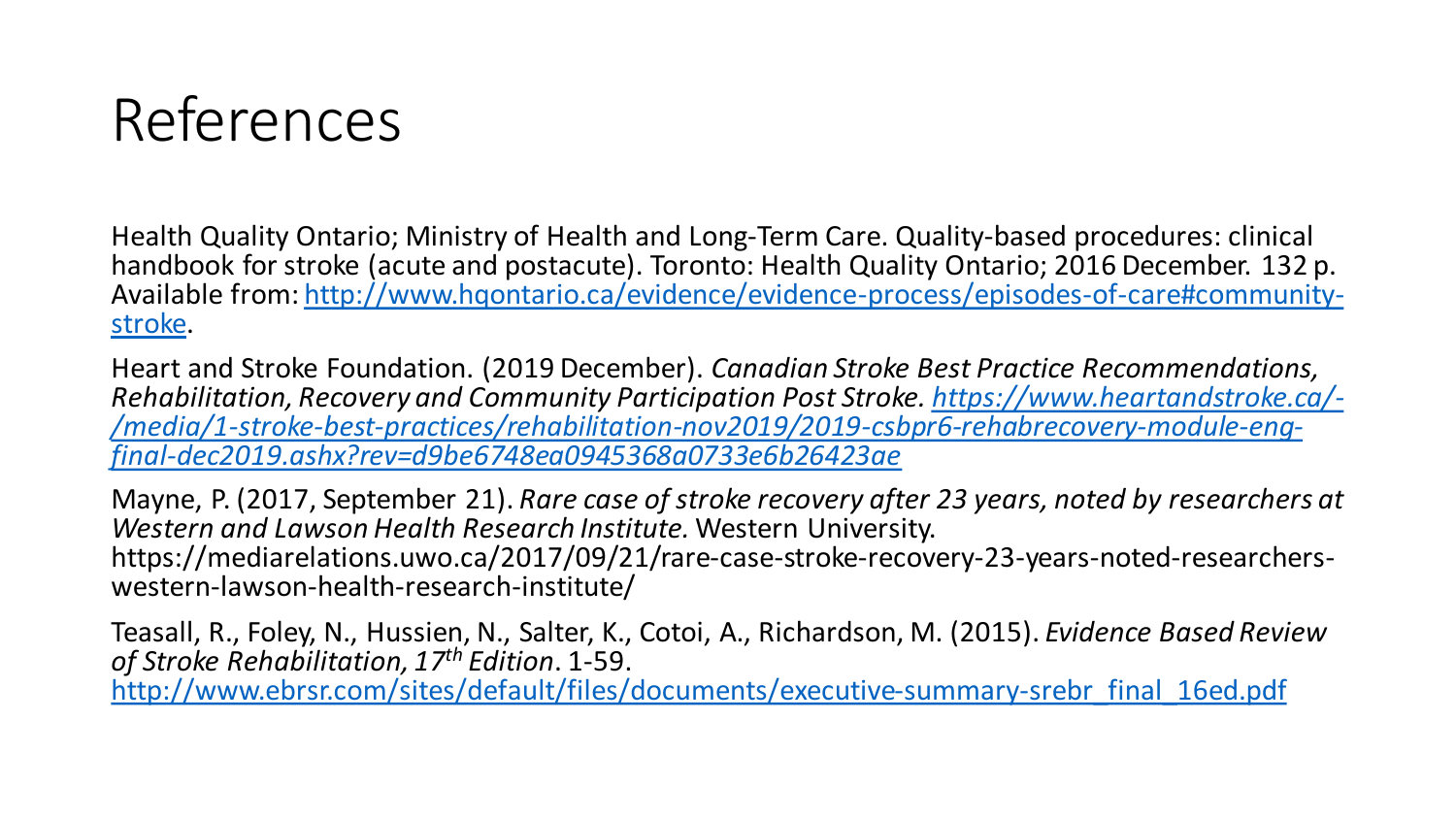# References

Health Quality Ontario; Ministry of Health and Long-Term Care. Quality-based procedures: clinical handbook for stroke (acute and postacute). Toronto: Health Quality Ontario; 2016 December. 132 p. Available from: http://www.hqontario.ca/evidence/evidence-process/episodes-of-care#community-stroke.

Heart and Stroke Foundation. (2019 December). *Canadian Stroke Best Practice Recommendations, Rehabilitation, Recovery and Community Participation Post Stroke.* *https://www.heartandstroke.ca/-/media/1-stroke-best-practices/rehabilitation-nov2019/2019-csbpr6-rehabrecovery-module-eng-final-dec2019.ashx?rev=d9be6748ea0945368a0733e6b26423ae*

Mayne, P. (2017, September 21). *Rare case of stroke recovery after 23 years, noted by researchers at Western and Lawson Health Research Institute.* Western University. https://mediarelations.uwo.ca/2017/09/21/rare-case-stroke-recovery-23-years-noted-researchers-western-lawson-health-research-institute/

Teasall, R., Foley, N., Hussien, N., Salter, K., Cotoi, A., Richardson, M. (2015). *Evidence Based Review of Stroke Rehabilitation, 17th Edition*. 1-59. http://www.ebrsr.com/sites/default/files/documents/executive-summary-srebr_final_16ed.pdf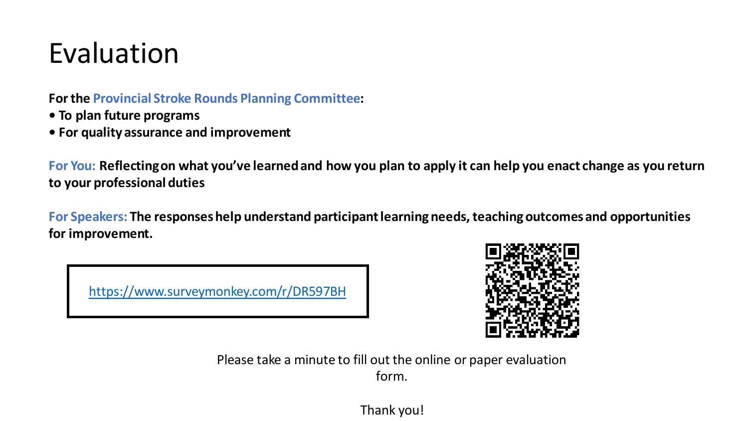# Evaluation

**For the Provincial Stroke Rounds Planning Committee:**

- **To plan future programs**
- **For quality assurance and improvement**

**For You: Reflecting on what you've learned and how you plan to apply it can help you enact change as you return to your professional duties**

**For Speakers: The responses help understand participant learning needs, teaching outcomes and opportunities for improvement.**

https://www.surveymonkey.com/r/DR597BH

Please take a minute to fill out the online or paper evaluation form.

Thank you!